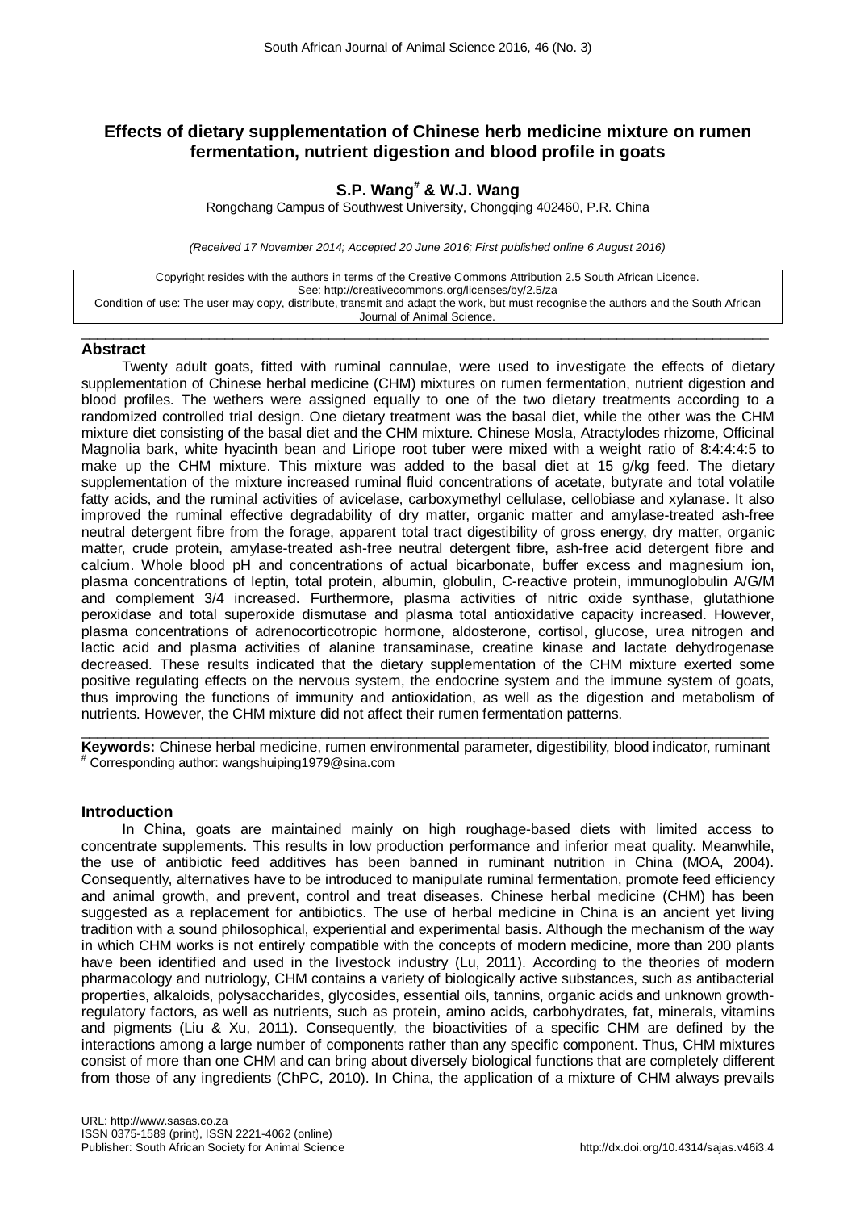# Effects of dietary supplementation of Chinese herb medicine mixture on rumen fermentation, nutrient digestion and blood profile in goats

**S.P. Wang[#] & W.J. Wang**

Rongchang Campus of Southwest University, Chongqing 402460, P.R. China

*(Received 17 November 2014; Accepted 20 June 2016; First published online 6 August 2016)*

Copyright resides with the authors in terms of the Creative Commons Attribution 2.5 South African Licence.
See: http://creativecommons.org/licenses/by/2.5/za
Condition of use: The user may copy, distribute, transmit and adapt the work, but must recognise the authors and the South African Journal of Animal Science.

## Abstract

Twenty adult goats, fitted with ruminal cannulae, were used to investigate the effects of dietary supplementation of Chinese herbal medicine (CHM) mixtures on rumen fermentation, nutrient digestion and blood profiles. The wethers were assigned equally to one of the two dietary treatments according to a randomized controlled trial design. One dietary treatment was the basal diet, while the other was the CHM mixture diet consisting of the basal diet and the CHM mixture. Chinese Mosla, Atractylodes rhizome, Officinal Magnolia bark, white hyacinth bean and Liriope root tuber were mixed with a weight ratio of 8:4:4:4:5 to make up the CHM mixture. This mixture was added to the basal diet at 15 g/kg feed. The dietary supplementation of the mixture increased ruminal fluid concentrations of acetate, butyrate and total volatile fatty acids, and the ruminal activities of avicelase, carboxymethyl cellulase, cellobiase and xylanase. It also improved the ruminal effective degradability of dry matter, organic matter and amylase-treated ash-free neutral detergent fibre from the forage, apparent total tract digestibility of gross energy, dry matter, organic matter, crude protein, amylase-treated ash-free neutral detergent fibre, ash-free acid detergent fibre and calcium. Whole blood pH and concentrations of actual bicarbonate, buffer excess and magnesium ion, plasma concentrations of leptin, total protein, albumin, globulin, C-reactive protein, immunoglobulin A/G/M and complement 3/4 increased. Furthermore, plasma activities of nitric oxide synthase, glutathione peroxidase and total superoxide dismutase and plasma total antioxidative capacity increased. However, plasma concentrations of adrenocorticotropic hormone, aldosterone, cortisol, glucose, urea nitrogen and lactic acid and plasma activities of alanine transaminase, creatine kinase and lactate dehydrogenase decreased. These results indicated that the dietary supplementation of the CHM mixture exerted some positive regulating effects on the nervous system, the endocrine system and the immune system of goats, thus improving the functions of immunity and antioxidation, as well as the digestion and metabolism of nutrients. However, the CHM mixture did not affect their rumen fermentation patterns.

**Keywords:** Chinese herbal medicine, rumen environmental parameter, digestibility, blood indicator, ruminant

[#] Corresponding author: wangshuiping1979@sina.com

## Introduction

In China, goats are maintained mainly on high roughage-based diets with limited access to concentrate supplements. This results in low production performance and inferior meat quality. Meanwhile, the use of antibiotic feed additives has been banned in ruminant nutrition in China (MOA, 2004). Consequently, alternatives have to be introduced to manipulate ruminal fermentation, promote feed efficiency and animal growth, and prevent, control and treat diseases. Chinese herbal medicine (CHM) has been suggested as a replacement for antibiotics. The use of herbal medicine in China is an ancient yet living tradition with a sound philosophical, experiential and experimental basis. Although the mechanism of the way in which CHM works is not entirely compatible with the concepts of modern medicine, more than 200 plants have been identified and used in the livestock industry (Lu, 2011). According to the theories of modern pharmacology and nutriology, CHM contains a variety of biologically active substances, such as antibacterial properties, alkaloids, polysaccharides, glycosides, essential oils, tannins, organic acids and unknown growth-regulatory factors, as well as nutrients, such as protein, amino acids, carbohydrates, fat, minerals, vitamins and pigments (Liu & Xu, 2011). Consequently, the bioactivities of a specific CHM are defined by the interactions among a large number of components rather than any specific component. Thus, CHM mixtures consist of more than one CHM and can bring about diversely biological functions that are completely different from those of any ingredients (ChPC, 2010). In China, the application of a mixture of CHM always prevails

URL: http://www.sasas.co.za
ISSN 0375-1589 (print), ISSN 2221-4062 (online)
Publisher: South African Society for Animal Science
http://dx.doi.org/10.4314/sajas.v46i3.4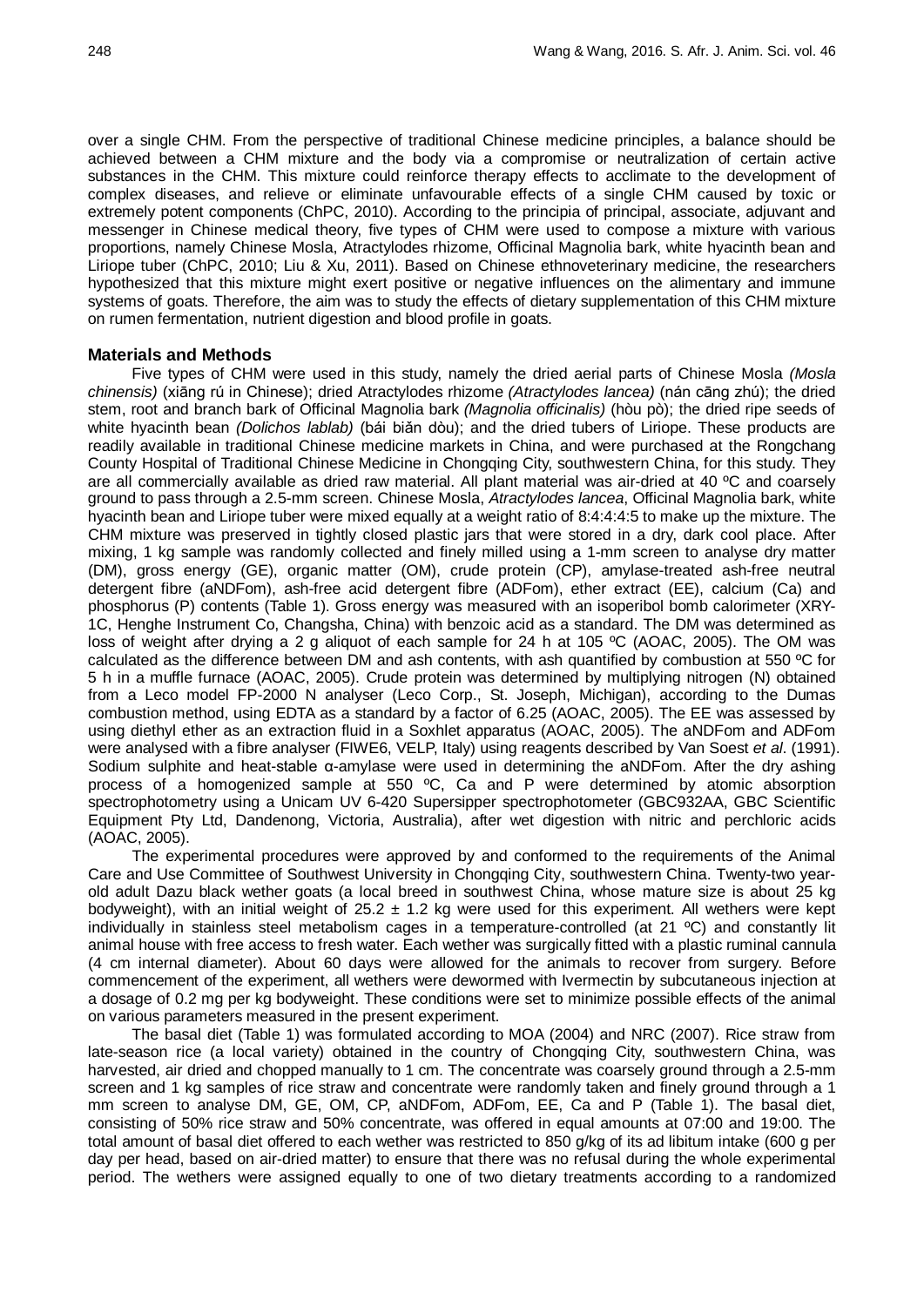over a single CHM. From the perspective of traditional Chinese medicine principles, a balance should be achieved between a CHM mixture and the body via a compromise or neutralization of certain active substances in the CHM. This mixture could reinforce therapy effects to acclimate to the development of complex diseases, and relieve or eliminate unfavourable effects of a single CHM caused by toxic or extremely potent components (ChPC, 2010). According to the principia of principal, associate, adjuvant and messenger in Chinese medical theory, five types of CHM were used to compose a mixture with various proportions, namely Chinese Mosla, Atractylodes rhizome, Officinal Magnolia bark, white hyacinth bean and Liriope tuber (ChPC, 2010; Liu & Xu, 2011). Based on Chinese ethnoveterinary medicine, the researchers hypothesized that this mixture might exert positive or negative influences on the alimentary and immune systems of goats. Therefore, the aim was to study the effects of dietary supplementation of this CHM mixture on rumen fermentation, nutrient digestion and blood profile in goats.

## Materials and Methods

Five types of CHM were used in this study, namely the dried aerial parts of Chinese Mosla *(Mosla chinensis)* (xiāng rú in Chinese); dried Atractylodes rhizome *(Atractylodes lancea)* (nán cāng zhú); the dried stem, root and branch bark of Officinal Magnolia bark *(Magnolia officinalis)* (hòu pò); the dried ripe seeds of white hyacinth bean *(Dolichos lablab)* (bái biǎn dòu); and the dried tubers of Liriope. These products are readily available in traditional Chinese medicine markets in China, and were purchased at the Rongchang County Hospital of Traditional Chinese Medicine in Chongqing City, southwestern China, for this study. They are all commercially available as dried raw material. All plant material was air-dried at 40 ºC and coarsely ground to pass through a 2.5-mm screen. Chinese Mosla, *Atractylodes lancea*, Officinal Magnolia bark, white hyacinth bean and Liriope tuber were mixed equally at a weight ratio of 8:4:4:4:5 to make up the mixture. The CHM mixture was preserved in tightly closed plastic jars that were stored in a dry, dark cool place. After mixing, 1 kg sample was randomly collected and finely milled using a 1-mm screen to analyse dry matter (DM), gross energy (GE), organic matter (OM), crude protein (CP), amylase-treated ash-free neutral detergent fibre (aNDFom), ash-free acid detergent fibre (ADFom), ether extract (EE), calcium (Ca) and phosphorus (P) contents (Table 1). Gross energy was measured with an isoperibol bomb calorimeter (XRY-1C, Henghe Instrument Co, Changsha, China) with benzoic acid as a standard. The DM was determined as loss of weight after drying a 2 g aliquot of each sample for 24 h at 105 ºC (AOAC, 2005). The OM was calculated as the difference between DM and ash contents, with ash quantified by combustion at 550 ºC for 5 h in a muffle furnace (AOAC, 2005). Crude protein was determined by multiplying nitrogen (N) obtained from a Leco model FP-2000 N analyser (Leco Corp., St. Joseph, Michigan), according to the Dumas combustion method, using EDTA as a standard by a factor of 6.25 (AOAC, 2005). The EE was assessed by using diethyl ether as an extraction fluid in a Soxhlet apparatus (AOAC, 2005). The aNDFom and ADFom were analysed with a fibre analyser (FIWE6, VELP, Italy) using reagents described by Van Soest *et al*. (1991). Sodium sulphite and heat-stable α-amylase were used in determining the aNDFom. After the dry ashing process of a homogenized sample at 550 ºC, Ca and P were determined by atomic absorption spectrophotometry using a Unicam UV 6-420 Supersipper spectrophotometer (GBC932AA, GBC Scientific Equipment Pty Ltd, Dandenong, Victoria, Australia), after wet digestion with nitric and perchloric acids (AOAC, 2005).

The experimental procedures were approved by and conformed to the requirements of the Animal Care and Use Committee of Southwest University in Chongqing City, southwestern China. Twenty-two year-old adult Dazu black wether goats (a local breed in southwest China, whose mature size is about 25 kg bodyweight), with an initial weight of 25.2 ± 1.2 kg were used for this experiment. All wethers were kept individually in stainless steel metabolism cages in a temperature-controlled (at 21 ºC) and constantly lit animal house with free access to fresh water. Each wether was surgically fitted with a plastic ruminal cannula (4 cm internal diameter). About 60 days were allowed for the animals to recover from surgery. Before commencement of the experiment, all wethers were dewormed with Ivermectin by subcutaneous injection at a dosage of 0.2 mg per kg bodyweight. These conditions were set to minimize possible effects of the animal on various parameters measured in the present experiment.

The basal diet (Table 1) was formulated according to MOA (2004) and NRC (2007). Rice straw from late-season rice (a local variety) obtained in the country of Chongqing City, southwestern China, was harvested, air dried and chopped manually to 1 cm. The concentrate was coarsely ground through a 2.5-mm screen and 1 kg samples of rice straw and concentrate were randomly taken and finely ground through a 1 mm screen to analyse DM, GE, OM, CP, aNDFom, ADFom, EE, Ca and P (Table 1). The basal diet, consisting of 50% rice straw and 50% concentrate, was offered in equal amounts at 07:00 and 19:00. The total amount of basal diet offered to each wether was restricted to 850 g/kg of its ad libitum intake (600 g per day per head, based on air-dried matter) to ensure that there was no refusal during the whole experimental period. The wethers were assigned equally to one of two dietary treatments according to a randomized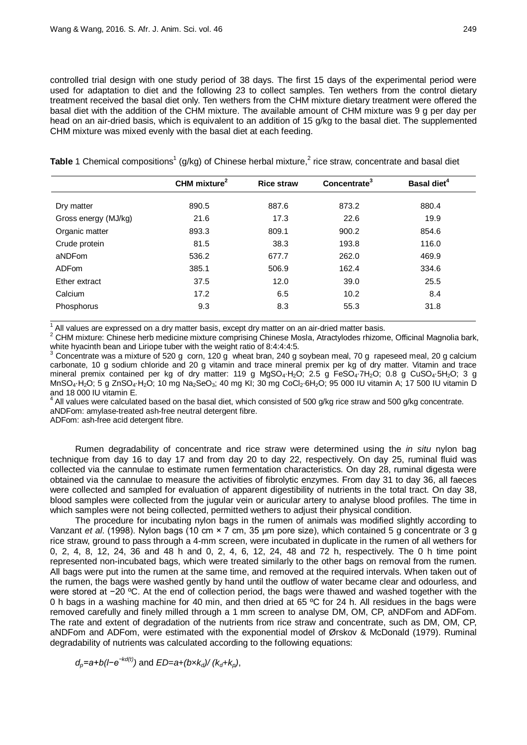controlled trial design with one study period of 38 days. The first 15 days of the experimental period were used for adaptation to diet and the following 23 to collect samples. Ten wethers from the control dietary treatment received the basal diet only. Ten wethers from the CHM mixture dietary treatment were offered the basal diet with the addition of the CHM mixture. The available amount of CHM mixture was 9 g per day per head on an air-dried basis, which is equivalent to an addition of 15 g/kg to the basal diet. The supplemented CHM mixture was mixed evenly with the basal diet at each feeding.

**Table** 1 Chemical compositions[1] (g/kg) of Chinese herbal mixture,[2] rice straw, concentrate and basal diet

| | CHM mixture[2] | Rice straw | Concentrate[3] | Basal diet[4] |
|---|---|---|---|---|
| Dry matter | 890.5 | 887.6 | 873.2 | 880.4 |
| Gross energy (MJ/kg) | 21.6 | 17.3 | 22.6 | 19.9 |
| Organic matter | 893.3 | 809.1 | 900.2 | 854.6 |
| Crude protein | 81.5 | 38.3 | 193.8 | 116.0 |
| aNDFom | 536.2 | 677.7 | 262.0 | 469.9 |
| ADFom | 385.1 | 506.9 | 162.4 | 334.6 |
| Ether extract | 37.5 | 12.0 | 39.0 | 25.5 |
| Calcium | 17.2 | 6.5 | 10.2 | 8.4 |
| Phosphorus | 9.3 | 8.3 | 55.3 | 31.8 |

[1] All values are expressed on a dry matter basis, except dry matter on an air-dried matter basis.
[2] CHM mixture: Chinese herb medicine mixture comprising Chinese Mosla, Atractylodes rhizome, Officinal Magnolia bark, white hyacinth bean and Liriope tuber with the weight ratio of 8:4:4:4:5.
[3] Concentrate was a mixture of 520 g corn, 120 g wheat bran, 240 g soybean meal, 70 g rapeseed meal, 20 g calcium carbonate, 10 g sodium chloride and 20 g vitamin and trace mineral premix per kg of dry matter. Vitamin and trace mineral premix contained per kg of dry matter: 119 g $MgSO_4{\cdot}H_2O$; 2.5 g $FeSO_4{\cdot}7H_2O$; 0.8 g $CuSO_4{\cdot}5H_2O$; 3 g $MnSO_4{\cdot}H_2O$; 5 g $ZnSO_4{\cdot}H_2O$; 10 mg $Na_2SeO_3$; 40 mg KI; 30 mg $CoCl_2{\cdot}6H_2O$; 95 000 IU vitamin A; 17 500 IU vitamin D and 18 000 IU vitamin E.
[4] All values were calculated based on the basal diet, which consisted of 500 g/kg rice straw and 500 g/kg concentrate.
aNDFom: amylase-treated ash-free neutral detergent fibre.
ADFom: ash-free acid detergent fibre.

Rumen degradability of concentrate and rice straw were determined using the *in situ* nylon bag technique from day 16 to day 17 and from day 20 to day 22, respectively. On day 25, ruminal fluid was collected via the cannulae to estimate rumen fermentation characteristics. On day 28, ruminal digesta were obtained via the cannulae to measure the activities of fibrolytic enzymes. From day 31 to day 36, all faeces were collected and sampled for evaluation of apparent digestibility of nutrients in the total tract. On day 38, blood samples were collected from the jugular vein or auricular artery to analyse blood profiles. The time in which samples were not being collected, permitted wethers to adjust their physical condition.

The procedure for incubating nylon bags in the rumen of animals was modified slightly according to Vanzant *et al*. (1998). Nylon bags (10 cm × 7 cm, 35 μm pore size), which contained 5 g concentrate or 3 g rice straw, ground to pass through a 4-mm screen, were incubated in duplicate in the rumen of all wethers for 0, 2, 4, 8, 12, 24, 36 and 48 h and 0, 2, 4, 6, 12, 24, 48 and 72 h, respectively. The 0 h time point represented non-incubated bags, which were treated similarly to the other bags on removal from the rumen. All bags were put into the rumen at the same time, and removed at the required intervals. When taken out of the rumen, the bags were washed gently by hand until the outflow of water became clear and odourless, and were stored at −20 ºC. At the end of collection period, the bags were thawed and washed together with the 0 h bags in a washing machine for 40 min, and then dried at 65 ºC for 24 h. All residues in the bags were removed carefully and finely milled through a 1 mm screen to analyse DM, OM, CP, aNDFom and ADFom. The rate and extent of degradation of the nutrients from rice straw and concentrate, such as DM, OM, CP, aNDFom and ADFom, were estimated with the exponential model of Ørskov & McDonald (1979). Ruminal degradability of nutrients was calculated according to the following equations:

$$d_p = a + b(l - e^{-k_d(t)}) \text{ and } ED = a + (b \times k_d)/(k_d + k_p),$$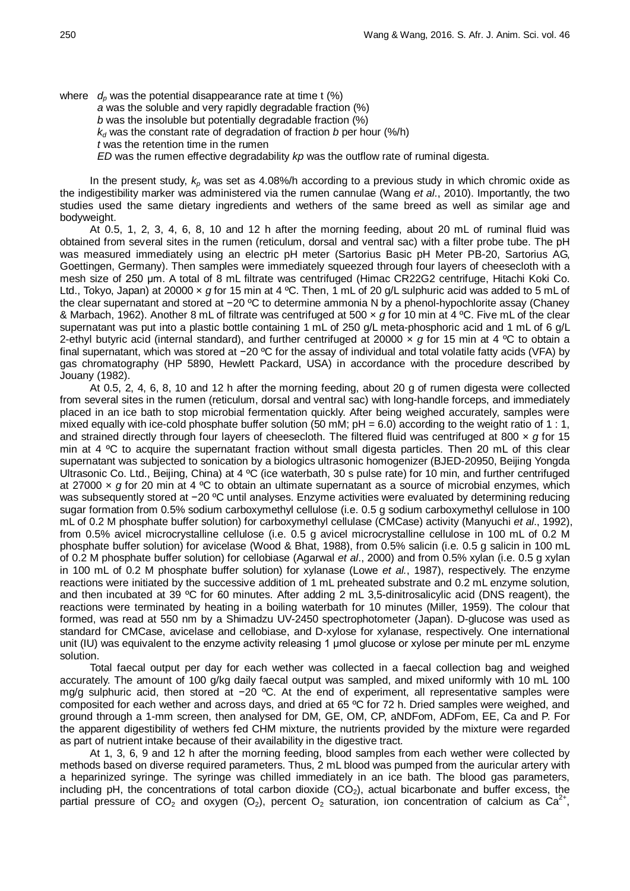where $d_p$ was the potential disappearance rate at time t (%)
$a$ was the soluble and very rapidly degradable fraction (%)
$b$ was the insoluble but potentially degradable fraction (%)
$k_d$ was the constant rate of degradation of fraction $b$ per hour (%/h)
$t$ was the retention time in the rumen
$ED$ was the rumen effective degradability $kp$ was the outflow rate of ruminal digesta.

In the present study, $k_p$ was set as 4.08%/h according to a previous study in which chromic oxide as the indigestibility marker was administered via the rumen cannulae (Wang *et al*., 2010). Importantly, the two studies used the same dietary ingredients and wethers of the same breed as well as similar age and bodyweight.

At 0.5, 1, 2, 3, 4, 6, 8, 10 and 12 h after the morning feeding, about 20 mL of ruminal fluid was obtained from several sites in the rumen (reticulum, dorsal and ventral sac) with a filter probe tube. The pH was measured immediately using an electric pH meter (Sartorius Basic pH Meter PB-20, Sartorius AG, Goettingen, Germany). Then samples were immediately squeezed through four layers of cheesecloth with a mesh size of 250 μm. A total of 8 mL filtrate was centrifuged (Himac CR22G2 centrifuge, Hitachi Koki Co. Ltd., Tokyo, Japan) at 20000 × $g$ for 15 min at 4 ºC. Then, 1 mL of 20 g/L sulphuric acid was added to 5 mL of the clear supernatant and stored at −20 ºC to determine ammonia N by a phenol-hypochlorite assay (Chaney & Marbach, 1962). Another 8 mL of filtrate was centrifuged at 500 × $g$ for 10 min at 4 ºC. Five mL of the clear supernatant was put into a plastic bottle containing 1 mL of 250 g/L meta-phosphoric acid and 1 mL of 6 g/L 2-ethyl butyric acid (internal standard), and further centrifuged at 20000 × $g$ for 15 min at 4 ºC to obtain a final supernatant, which was stored at −20 ºC for the assay of individual and total volatile fatty acids (VFA) by gas chromatography (HP 5890, Hewlett Packard, USA) in accordance with the procedure described by Jouany (1982).

At 0.5, 2, 4, 6, 8, 10 and 12 h after the morning feeding, about 20 g of rumen digesta were collected from several sites in the rumen (reticulum, dorsal and ventral sac) with long-handle forceps, and immediately placed in an ice bath to stop microbial fermentation quickly. After being weighed accurately, samples were mixed equally with ice-cold phosphate buffer solution (50 mM; pH = 6.0) according to the weight ratio of 1 : 1, and strained directly through four layers of cheesecloth. The filtered fluid was centrifuged at 800 × $g$ for 15 min at 4 ºC to acquire the supernatant fraction without small digesta particles. Then 20 mL of this clear supernatant was subjected to sonication by a biologics ultrasonic homogenizer (BJED-20950, Beijing Yongda Ultrasonic Co. Ltd., Beijing, China) at 4 ºC (ice waterbath, 30 s pulse rate) for 10 min, and further centrifuged at 27000 × $g$ for 20 min at 4 ºC to obtain an ultimate supernatant as a source of microbial enzymes, which was subsequently stored at −20 ºC until analyses. Enzyme activities were evaluated by determining reducing sugar formation from 0.5% sodium carboxymethyl cellulose (i.e. 0.5 g sodium carboxymethyl cellulose in 100 mL of 0.2 M phosphate buffer solution) for carboxymethyl cellulase (CMCase) activity (Manyuchi *et al*., 1992), from 0.5% avicel microcrystalline cellulose (i.e. 0.5 g avicel microcrystalline cellulose in 100 mL of 0.2 M phosphate buffer solution) for avicelase (Wood & Bhat, 1988), from 0.5% salicin (i.e. 0.5 g salicin in 100 mL of 0.2 M phosphate buffer solution) for cellobiase (Agarwal *et al*., 2000) and from 0.5% xylan (i.e. 0.5 g xylan in 100 mL of 0.2 M phosphate buffer solution) for xylanase (Lowe *et al.*, 1987), respectively. The enzyme reactions were initiated by the successive addition of 1 mL preheated substrate and 0.2 mL enzyme solution, and then incubated at 39 ºC for 60 minutes. After adding 2 mL 3,5-dinitrosalicylic acid (DNS reagent), the reactions were terminated by heating in a boiling waterbath for 10 minutes (Miller, 1959). The colour that formed, was read at 550 nm by a Shimadzu UV-2450 spectrophotometer (Japan). D-glucose was used as standard for CMCase, avicelase and cellobiase, and D-xylose for xylanase, respectively. One international unit (IU) was equivalent to the enzyme activity releasing 1 μmol glucose or xylose per minute per mL enzyme solution.

Total faecal output per day for each wether was collected in a faecal collection bag and weighed accurately. The amount of 100 g/kg daily faecal output was sampled, and mixed uniformly with 10 mL 100 mg/g sulphuric acid, then stored at −20 ºC. At the end of experiment, all representative samples were composited for each wether and across days, and dried at 65 ºC for 72 h. Dried samples were weighed, and ground through a 1-mm screen, then analysed for DM, GE, OM, CP, aNDFom, ADFom, EE, Ca and P. For the apparent digestibility of wethers fed CHM mixture, the nutrients provided by the mixture were regarded as part of nutrient intake because of their availability in the digestive tract.

At 1, 3, 6, 9 and 12 h after the morning feeding, blood samples from each wether were collected by methods based on diverse required parameters. Thus, 2 mL blood was pumped from the auricular artery with a heparinized syringe. The syringe was chilled immediately in an ice bath. The blood gas parameters, including pH, the concentrations of total carbon dioxide ($CO_2$), actual bicarbonate and buffer excess, the partial pressure of $CO_2$ and oxygen ($O_2$), percent $O_2$ saturation, ion concentration of calcium as $Ca^{2+}$,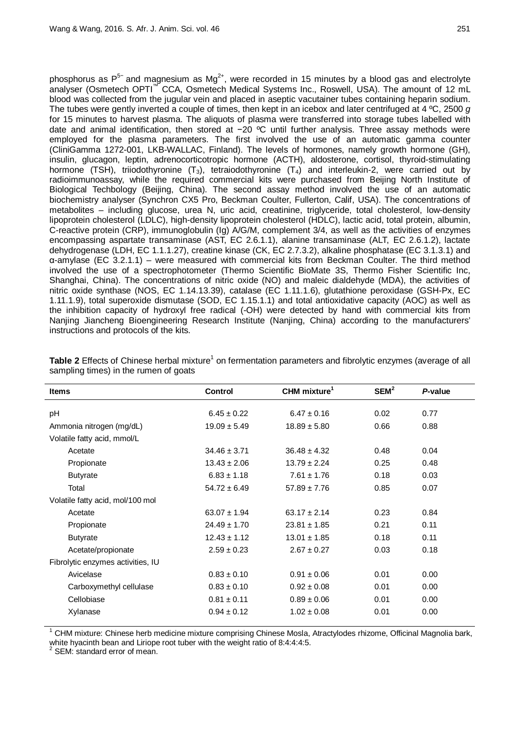phosphorus as $P^{5-}$ and magnesium as $Mg^{2+}$, were recorded in 15 minutes by a blood gas and electrolyte analyser (Osmetech OPTI™ CCA, Osmetech Medical Systems Inc., Roswell, USA). The amount of 12 mL blood was collected from the jugular vein and placed in aseptic vacutainer tubes containing heparin sodium. The tubes were gently inverted a couple of times, then kept in an icebox and later centrifuged at 4 ºC, 2500 *g* for 15 minutes to harvest plasma. The aliquots of plasma were transferred into storage tubes labelled with date and animal identification, then stored at −20 ºC until further analysis. Three assay methods were employed for the plasma parameters. The first involved the use of an automatic gamma counter (CliniGamma 1272-001, LKB-WALLAC, Finland). The levels of hormones, namely growth hormone (GH), insulin, glucagon, leptin, adrenocorticotropic hormone (ACTH), aldosterone, cortisol, thyroid-stimulating hormone (TSH), triiodothyronine ($T_3$), tetraiodothyronine ($T_4$) and interleukin-2, were carried out by radioimmunoassay, while the required commercial kits were purchased from Beijing North Institute of Biological Techbology (Beijing, China). The second assay method involved the use of an automatic biochemistry analyser (Synchron CX5 Pro, Beckman Coulter, Fullerton, Calif, USA). The concentrations of metabolites – including glucose, urea N, uric acid, creatinine, triglyceride, total cholesterol, low-density lipoprotein cholesterol (LDLC), high-density lipoprotein cholesterol (HDLC), lactic acid, total protein, albumin, C-reactive protein (CRP), immunoglobulin (Ig) A/G/M, complement 3/4, as well as the activities of enzymes encompassing aspartate transaminase (AST, EC 2.6.1.1), alanine transaminase (ALT, EC 2.6.1.2), lactate dehydrogenase (LDH, EC 1.1.1.27), creatine kinase (CK, EC 2.7.3.2), alkaline phosphatase (EC 3.1.3.1) and α-amylase (EC 3.2.1.1) – were measured with commercial kits from Beckman Coulter. The third method involved the use of a spectrophotometer (Thermo Scientific BioMate 3S, Thermo Fisher Scientific Inc, Shanghai, China). The concentrations of nitric oxide (NO) and maleic dialdehyde (MDA), the activities of nitric oxide synthase (NOS, EC 1.14.13.39), catalase (EC 1.11.1.6), glutathione peroxidase (GSH-Px, EC 1.11.1.9), total superoxide dismutase (SOD, EC 1.15.1.1) and total antioxidative capacity (AOC) as well as the inhibition capacity of hydroxyl free radical (-OH) were detected by hand with commercial kits from Nanjing Jiancheng Bioengineering Research Institute (Nanjing, China) according to the manufacturers' instructions and protocols of the kits.

**Table 2** Effects of Chinese herbal mixture[1] on fermentation parameters and fibrolytic enzymes (average of all sampling times) in the rumen of goats

| Items | Control | CHM mixture[1] | SEM[2] | *P*-value |
|---|---|---|---|---|
| pH | 6.45 ± 0.22 | 6.47 ± 0.16 | 0.02 | 0.77 |
| Ammonia nitrogen (mg/dL) | 19.09 ± 5.49 | 18.89 ± 5.80 | 0.66 | 0.88 |
| Volatile fatty acid, mmol/L | | | | |
| Acetate | 34.46 ± 3.71 | 36.48 ± 4.32 | 0.48 | 0.04 |
| Propionate | 13.43 ± 2.06 | 13.79 ± 2.24 | 0.25 | 0.48 |
| Butyrate | 6.83 ± 1.18 | 7.61 ± 1.76 | 0.18 | 0.03 |
| Total | 54.72 ± 6.49 | 57.89 ± 7.76 | 0.85 | 0.07 |
| Volatile fatty acid, mol/100 mol | | | | |
| Acetate | 63.07 ± 1.94 | 63.17 ± 2.14 | 0.23 | 0.84 |
| Propionate | 24.49 ± 1.70 | 23.81 ± 1.85 | 0.21 | 0.11 |
| Butyrate | 12.43 ± 1.12 | 13.01 ± 1.85 | 0.18 | 0.11 |
| Acetate/propionate | 2.59 ± 0.23 | 2.67 ± 0.27 | 0.03 | 0.18 |
| Fibrolytic enzymes activities, IU | | | | |
| Avicelase | 0.83 ± 0.10 | 0.91 ± 0.06 | 0.01 | 0.00 |
| Carboxymethyl cellulase | 0.83 ± 0.10 | 0.92 ± 0.08 | 0.01 | 0.00 |
| Cellobiase | 0.81 ± 0.11 | 0.89 ± 0.06 | 0.01 | 0.00 |
| Xylanase | 0.94 ± 0.12 | 1.02 ± 0.08 | 0.01 | 0.00 |

[1] CHM mixture: Chinese herb medicine mixture comprising Chinese Mosla, Atractylodes rhizome, Officinal Magnolia bark, white hyacinth bean and Liriope root tuber with the weight ratio of 8:4:4:4:5.
[2] SEM: standard error of mean.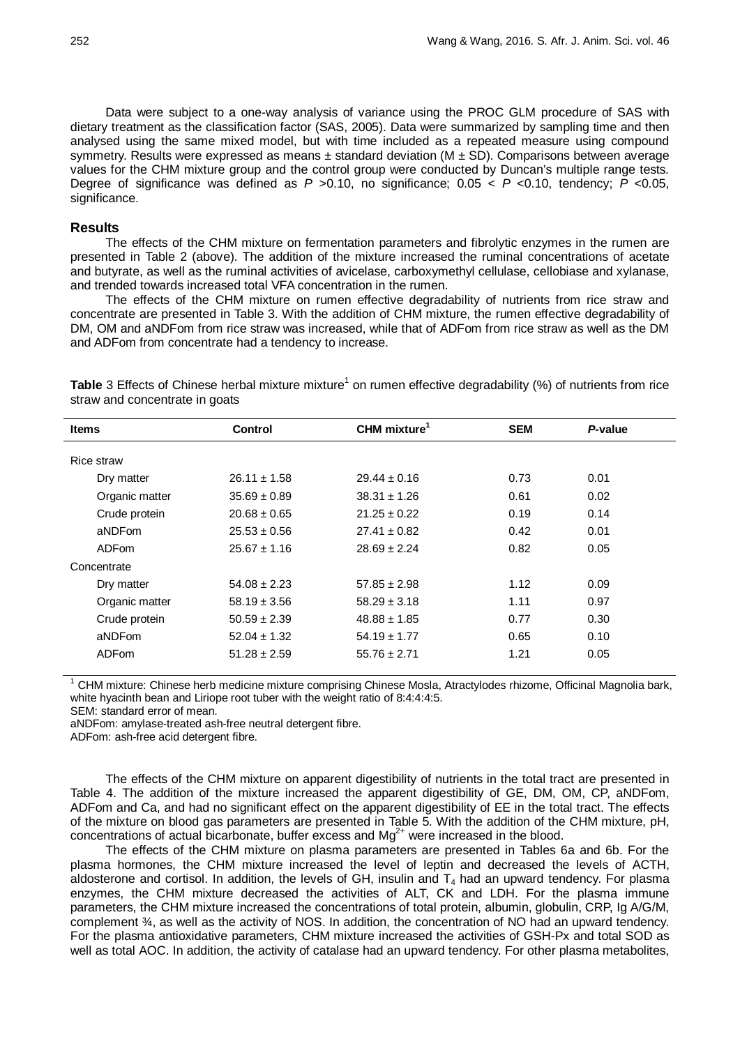Data were subject to a one-way analysis of variance using the PROC GLM procedure of SAS with dietary treatment as the classification factor (SAS, 2005). Data were summarized by sampling time and then analysed using the same mixed model, but with time included as a repeated measure using compound symmetry. Results were expressed as means ± standard deviation (M ± SD). Comparisons between average values for the CHM mixture group and the control group were conducted by Duncan's multiple range tests. Degree of significance was defined as $P$ >0.10, no significance; 0.05 < $P$ <0.10, tendency; $P$ <0.05, significance.

## Results

The effects of the CHM mixture on fermentation parameters and fibrolytic enzymes in the rumen are presented in Table 2 (above). The addition of the mixture increased the ruminal concentrations of acetate and butyrate, as well as the ruminal activities of avicelase, carboxymethyl cellulase, cellobiase and xylanase, and trended towards increased total VFA concentration in the rumen.

The effects of the CHM mixture on rumen effective degradability of nutrients from rice straw and concentrate are presented in Table 3. With the addition of CHM mixture, the rumen effective degradability of DM, OM and aNDFom from rice straw was increased, while that of ADFom from rice straw as well as the DM and ADFom from concentrate had a tendency to increase.

**Table** 3 Effects of Chinese herbal mixture mixture[1] on rumen effective degradability (%) of nutrients from rice straw and concentrate in goats

| Items | Control | CHM mixture[1] | SEM | *P*-value |
|---|---|---|---|---|
| Rice straw | | | | |
| Dry matter | 26.11 ± 1.58 | 29.44 ± 0.16 | 0.73 | 0.01 |
| Organic matter | 35.69 ± 0.89 | 38.31 ± 1.26 | 0.61 | 0.02 |
| Crude protein | 20.68 ± 0.65 | 21.25 ± 0.22 | 0.19 | 0.14 |
| aNDFom | 25.53 ± 0.56 | 27.41 ± 0.82 | 0.42 | 0.01 |
| ADFom | 25.67 ± 1.16 | 28.69 ± 2.24 | 0.82 | 0.05 |
| Concentrate | | | | |
| Dry matter | 54.08 ± 2.23 | 57.85 ± 2.98 | 1.12 | 0.09 |
| Organic matter | 58.19 ± 3.56 | 58.29 ± 3.18 | 1.11 | 0.97 |
| Crude protein | 50.59 ± 2.39 | 48.88 ± 1.85 | 0.77 | 0.30 |
| aNDFom | 52.04 ± 1.32 | 54.19 ± 1.77 | 0.65 | 0.10 |
| ADFom | 51.28 ± 2.59 | 55.76 ± 2.71 | 1.21 | 0.05 |

[1] CHM mixture: Chinese herb medicine mixture comprising Chinese Mosla, Atractylodes rhizome, Officinal Magnolia bark, white hyacinth bean and Liriope root tuber with the weight ratio of 8:4:4:4:5.
SEM: standard error of mean.
aNDFom: amylase-treated ash-free neutral detergent fibre.
ADFom: ash-free acid detergent fibre.

The effects of the CHM mixture on apparent digestibility of nutrients in the total tract are presented in Table 4. The addition of the mixture increased the apparent digestibility of GE, DM, OM, CP, aNDFom, ADFom and Ca, and had no significant effect on the apparent digestibility of EE in the total tract. The effects of the mixture on blood gas parameters are presented in Table 5. With the addition of the CHM mixture, pH, concentrations of actual bicarbonate, buffer excess and $Mg^{2+}$ were increased in the blood.

The effects of the CHM mixture on plasma parameters are presented in Tables 6a and 6b. For the plasma hormones, the CHM mixture increased the level of leptin and decreased the levels of ACTH, aldosterone and cortisol. In addition, the levels of GH, insulin and $T_4$ had an upward tendency. For plasma enzymes, the CHM mixture decreased the activities of ALT, CK and LDH. For the plasma immune parameters, the CHM mixture increased the concentrations of total protein, albumin, globulin, CRP, Ig A/G/M, complement ¾, as well as the activity of NOS. In addition, the concentration of NO had an upward tendency. For the plasma antioxidative parameters, CHM mixture increased the activities of GSH-Px and total SOD as well as total AOC. In addition, the activity of catalase had an upward tendency. For other plasma metabolites,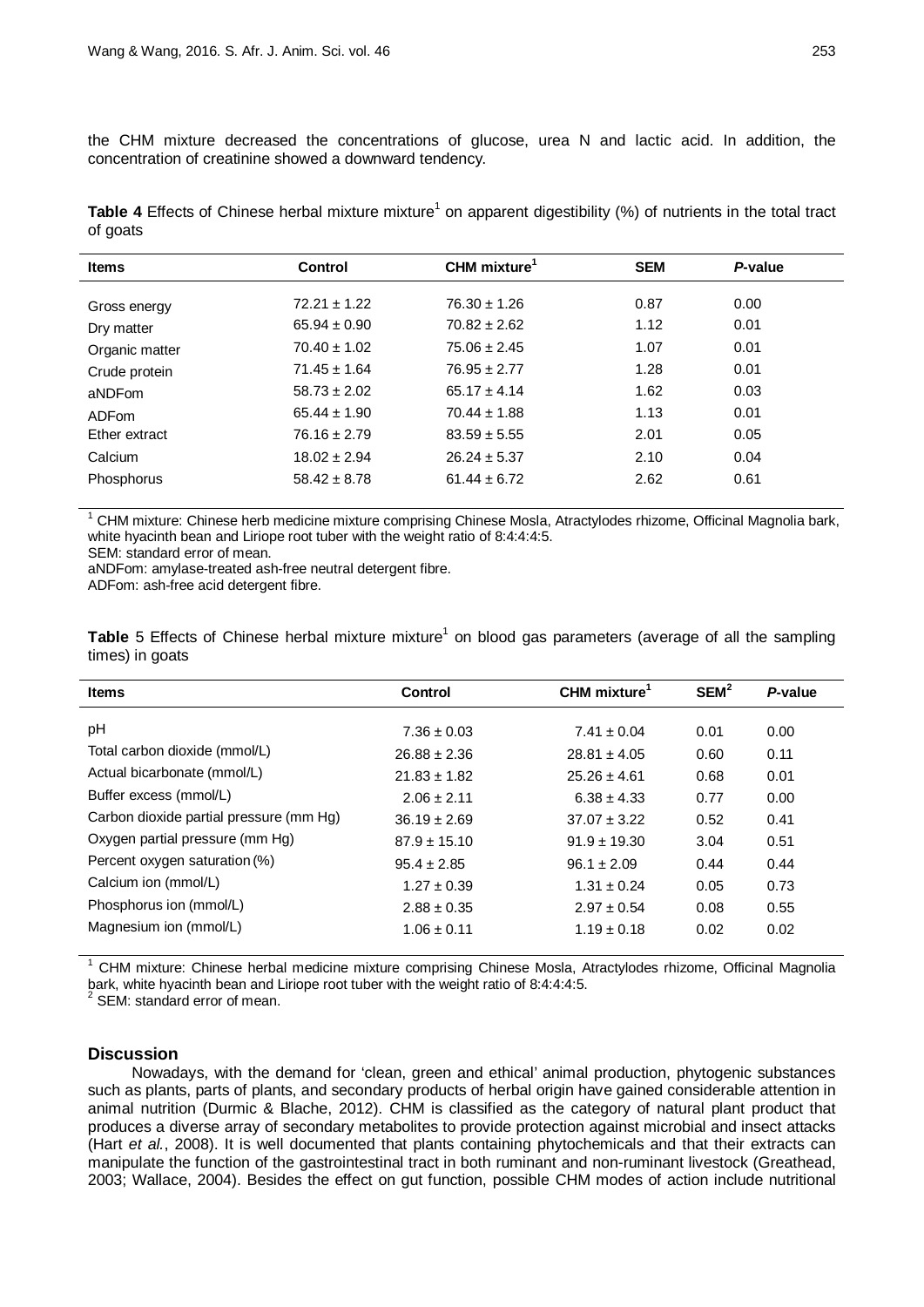the CHM mixture decreased the concentrations of glucose, urea N and lactic acid. In addition, the concentration of creatinine showed a downward tendency.

**Table 4** Effects of Chinese herbal mixture mixture[1] on apparent digestibility (%) of nutrients in the total tract of goats

| Items | Control | CHM mixture[1] | SEM | *P*-value |
|---|---|---|---|---|
| Gross energy | 72.21 ± 1.22 | 76.30 ± 1.26 | 0.87 | 0.00 |
| Dry matter | 65.94 ± 0.90 | 70.82 ± 2.62 | 1.12 | 0.01 |
| Organic matter | 70.40 ± 1.02 | 75.06 ± 2.45 | 1.07 | 0.01 |
| Crude protein | 71.45 ± 1.64 | 76.95 ± 2.77 | 1.28 | 0.01 |
| aNDFom | 58.73 ± 2.02 | 65.17 ± 4.14 | 1.62 | 0.03 |
| ADFom | 65.44 ± 1.90 | 70.44 ± 1.88 | 1.13 | 0.01 |
| Ether extract | 76.16 ± 2.79 | 83.59 ± 5.55 | 2.01 | 0.05 |
| Calcium | 18.02 ± 2.94 | 26.24 ± 5.37 | 2.10 | 0.04 |
| Phosphorus | 58.42 ± 8.78 | 61.44 ± 6.72 | 2.62 | 0.61 |

[1] CHM mixture: Chinese herb medicine mixture comprising Chinese Mosla, Atractylodes rhizome, Officinal Magnolia bark, white hyacinth bean and Liriope root tuber with the weight ratio of 8:4:4:4:5.
SEM: standard error of mean.
aNDFom: amylase-treated ash-free neutral detergent fibre.
ADFom: ash-free acid detergent fibre.

**Table** 5 Effects of Chinese herbal mixture mixture[1] on blood gas parameters (average of all the sampling times) in goats

| Items | Control | CHM mixture[1] | SEM[2] | *P*-value |
|---|---|---|---|---|
| pH | 7.36 ± 0.03 | 7.41 ± 0.04 | 0.01 | 0.00 |
| Total carbon dioxide (mmol/L) | 26.88 ± 2.36 | 28.81 ± 4.05 | 0.60 | 0.11 |
| Actual bicarbonate (mmol/L) | 21.83 ± 1.82 | 25.26 ± 4.61 | 0.68 | 0.01 |
| Buffer excess (mmol/L) | 2.06 ± 2.11 | 6.38 ± 4.33 | 0.77 | 0.00 |
| Carbon dioxide partial pressure (mm Hg) | 36.19 ± 2.69 | 37.07 ± 3.22 | 0.52 | 0.41 |
| Oxygen partial pressure (mm Hg) | 87.9 ± 15.10 | 91.9 ± 19.30 | 3.04 | 0.51 |
| Percent oxygen saturation (%) | 95.4 ± 2.85 | 96.1 ± 2.09 | 0.44 | 0.44 |
| Calcium ion (mmol/L) | 1.27 ± 0.39 | 1.31 ± 0.24 | 0.05 | 0.73 |
| Phosphorus ion (mmol/L) | 2.88 ± 0.35 | 2.97 ± 0.54 | 0.08 | 0.55 |
| Magnesium ion (mmol/L) | 1.06 ± 0.11 | 1.19 ± 0.18 | 0.02 | 0.02 |

[1] CHM mixture: Chinese herbal medicine mixture comprising Chinese Mosla, Atractylodes rhizome, Officinal Magnolia bark, white hyacinth bean and Liriope root tuber with the weight ratio of 8:4:4:4:5.
[2] SEM: standard error of mean.

## Discussion

Nowadays, with the demand for 'clean, green and ethical' animal production, phytogenic substances such as plants, parts of plants, and secondary products of herbal origin have gained considerable attention in animal nutrition (Durmic & Blache, 2012). CHM is classified as the category of natural plant product that produces a diverse array of secondary metabolites to provide protection against microbial and insect attacks (Hart *et al.*, 2008). It is well documented that plants containing phytochemicals and that their extracts can manipulate the function of the gastrointestinal tract in both ruminant and non-ruminant livestock (Greathead, 2003; Wallace, 2004). Besides the effect on gut function, possible CHM modes of action include nutritional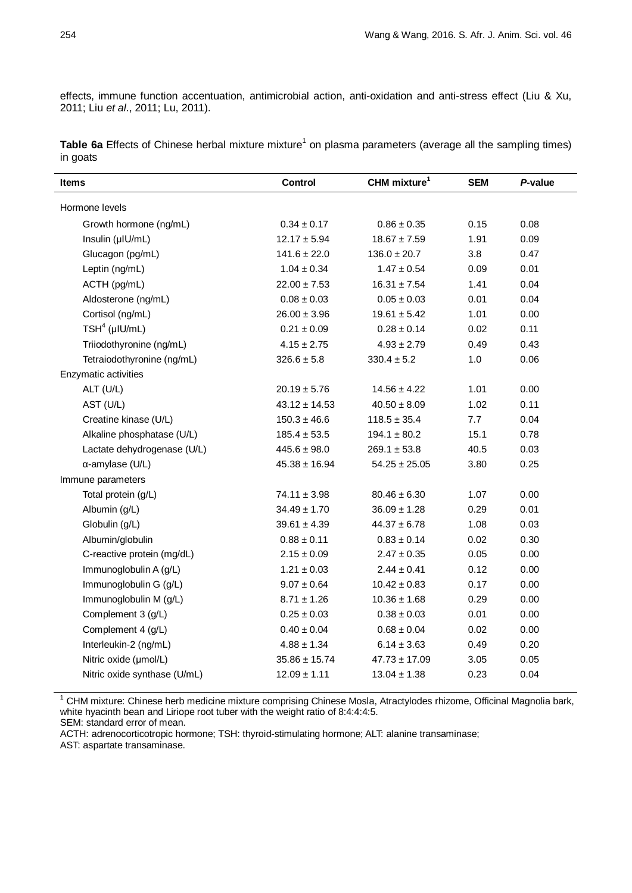effects, immune function accentuation, antimicrobial action, anti-oxidation and anti-stress effect (Liu & Xu, 2011; Liu *et al*., 2011; Lu, 2011).

**Table 6a** Effects of Chinese herbal mixture mixture[1] on plasma parameters (average all the sampling times) in goats

| Items | Control | CHM mixture[1] | SEM | *P*-value |
|---|---|---|---|---|
| Hormone levels | | | | |
| Growth hormone (ng/mL) | 0.34 ± 0.17 | 0.86 ± 0.35 | 0.15 | 0.08 |
| Insulin (μIU/mL) | 12.17 ± 5.94 | 18.67 ± 7.59 | 1.91 | 0.09 |
| Glucagon (pg/mL) | 141.6 ± 22.0 | 136.0 ± 20.7 | 3.8 | 0.47 |
| Leptin (ng/mL) | 1.04 ± 0.34 | 1.47 ± 0.54 | 0.09 | 0.01 |
| ACTH (pg/mL) | 22.00 ± 7.53 | 16.31 ± 7.54 | 1.41 | 0.04 |
| Aldosterone (ng/mL) | 0.08 ± 0.03 | 0.05 ± 0.03 | 0.01 | 0.04 |
| Cortisol (ng/mL) | 26.00 ± 3.96 | 19.61 ± 5.42 | 1.01 | 0.00 |
| TSH[4] (μIU/mL) | 0.21 ± 0.09 | 0.28 ± 0.14 | 0.02 | 0.11 |
| Triiodothyronine (ng/mL) | 4.15 ± 2.75 | 4.93 ± 2.79 | 0.49 | 0.43 |
| Tetraiodothyronine (ng/mL) | 326.6 ± 5.8 | 330.4 ± 5.2 | 1.0 | 0.06 |
| Enzymatic activities | | | | |
| ALT (U/L) | 20.19 ± 5.76 | 14.56 ± 4.22 | 1.01 | 0.00 |
| AST (U/L) | 43.12 ± 14.53 | 40.50 ± 8.09 | 1.02 | 0.11 |
| Creatine kinase (U/L) | 150.3 ± 46.6 | 118.5 ± 35.4 | 7.7 | 0.04 |
| Alkaline phosphatase (U/L) | 185.4 ± 53.5 | 194.1 ± 80.2 | 15.1 | 0.78 |
| Lactate dehydrogenase (U/L) | 445.6 ± 98.0 | 269.1 ± 53.8 | 40.5 | 0.03 |
| α-amylase (U/L) | 45.38 ± 16.94 | 54.25 ± 25.05 | 3.80 | 0.25 |
| Immune parameters | | | | |
| Total protein (g/L) | 74.11 ± 3.98 | 80.46 ± 6.30 | 1.07 | 0.00 |
| Albumin (g/L) | 34.49 ± 1.70 | 36.09 ± 1.28 | 0.29 | 0.01 |
| Globulin (g/L) | 39.61 ± 4.39 | 44.37 ± 6.78 | 1.08 | 0.03 |
| Albumin/globulin | 0.88 ± 0.11 | 0.83 ± 0.14 | 0.02 | 0.30 |
| C-reactive protein (mg/dL) | 2.15 ± 0.09 | 2.47 ± 0.35 | 0.05 | 0.00 |
| Immunoglobulin A (g/L) | 1.21 ± 0.03 | 2.44 ± 0.41 | 0.12 | 0.00 |
| Immunoglobulin G (g/L) | 9.07 ± 0.64 | 10.42 ± 0.83 | 0.17 | 0.00 |
| Immunoglobulin M (g/L) | 8.71 ± 1.26 | 10.36 ± 1.68 | 0.29 | 0.00 |
| Complement 3 (g/L) | 0.25 ± 0.03 | 0.38 ± 0.03 | 0.01 | 0.00 |
| Complement 4 (g/L) | 0.40 ± 0.04 | 0.68 ± 0.04 | 0.02 | 0.00 |
| Interleukin-2 (ng/mL) | 4.88 ± 1.34 | 6.14 ± 3.63 | 0.49 | 0.20 |
| Nitric oxide (μmol/L) | 35.86 ± 15.74 | 47.73 ± 17.09 | 3.05 | 0.05 |
| Nitric oxide synthase (U/mL) | 12.09 ± 1.11 | 13.04 ± 1.38 | 0.23 | 0.04 |

[1] CHM mixture: Chinese herb medicine mixture comprising Chinese Mosla, Atractylodes rhizome, Officinal Magnolia bark, white hyacinth bean and Liriope root tuber with the weight ratio of 8:4:4:4:5.
SEM: standard error of mean.
ACTH: adrenocorticotropic hormone; TSH: thyroid-stimulating hormone; ALT: alanine transaminase;
AST: aspartate transaminase.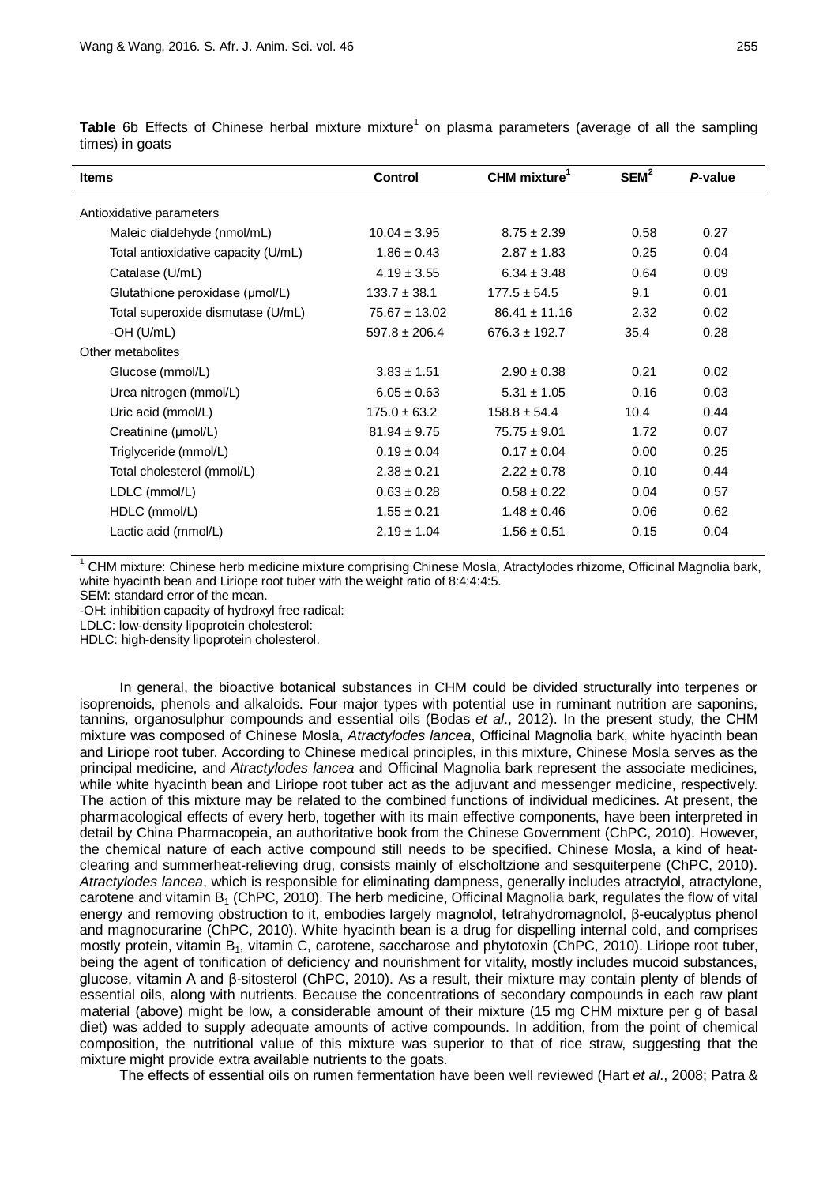**Table** 6b Effects of Chinese herbal mixture mixture[1] on plasma parameters (average of all the sampling times) in goats

| Items | Control | CHM mixture[1] | SEM[2] | *P*-value |
|---|---|---|---|---|
| Antioxidative parameters | | | | |
| Maleic dialdehyde (nmol/mL) | 10.04 ± 3.95 | 8.75 ± 2.39 | 0.58 | 0.27 |
| Total antioxidative capacity (U/mL) | 1.86 ± 0.43 | 2.87 ± 1.83 | 0.25 | 0.04 |
| Catalase (U/mL) | 4.19 ± 3.55 | 6.34 ± 3.48 | 0.64 | 0.09 |
| Glutathione peroxidase (μmol/L) | 133.7 ± 38.1 | 177.5 ± 54.5 | 9.1 | 0.01 |
| Total superoxide dismutase (U/mL) | 75.67 ± 13.02 | 86.41 ± 11.16 | 2.32 | 0.02 |
| -OH (U/mL) | 597.8 ± 206.4 | 676.3 ± 192.7 | 35.4 | 0.28 |
| Other metabolites | | | | |
| Glucose (mmol/L) | 3.83 ± 1.51 | 2.90 ± 0.38 | 0.21 | 0.02 |
| Urea nitrogen (mmol/L) | 6.05 ± 0.63 | 5.31 ± 1.05 | 0.16 | 0.03 |
| Uric acid (mmol/L) | 175.0 ± 63.2 | 158.8 ± 54.4 | 10.4 | 0.44 |
| Creatinine (μmol/L) | 81.94 ± 9.75 | 75.75 ± 9.01 | 1.72 | 0.07 |
| Triglyceride (mmol/L) | 0.19 ± 0.04 | 0.17 ± 0.04 | 0.00 | 0.25 |
| Total cholesterol (mmol/L) | 2.38 ± 0.21 | 2.22 ± 0.78 | 0.10 | 0.44 |
| LDLC (mmol/L) | 0.63 ± 0.28 | 0.58 ± 0.22 | 0.04 | 0.57 |
| HDLC (mmol/L) | 1.55 ± 0.21 | 1.48 ± 0.46 | 0.06 | 0.62 |
| Lactic acid (mmol/L) | 2.19 ± 1.04 | 1.56 ± 0.51 | 0.15 | 0.04 |

[1] CHM mixture: Chinese herb medicine mixture comprising Chinese Mosla, Atractylodes rhizome, Officinal Magnolia bark, white hyacinth bean and Liriope root tuber with the weight ratio of 8:4:4:4:5.
SEM: standard error of the mean.
-OH: inhibition capacity of hydroxyl free radical:
LDLC: low-density lipoprotein cholesterol:
HDLC: high-density lipoprotein cholesterol.

In general, the bioactive botanical substances in CHM could be divided structurally into terpenes or isoprenoids, phenols and alkaloids. Four major types with potential use in ruminant nutrition are saponins, tannins, organosulphur compounds and essential oils (Bodas *et al*., 2012). In the present study, the CHM mixture was composed of Chinese Mosla, *Atractylodes lancea*, Officinal Magnolia bark, white hyacinth bean and Liriope root tuber. According to Chinese medical principles, in this mixture, Chinese Mosla serves as the principal medicine, and *Atractylodes lancea* and Officinal Magnolia bark represent the associate medicines, while white hyacinth bean and Liriope root tuber act as the adjuvant and messenger medicine, respectively. The action of this mixture may be related to the combined functions of individual medicines. At present, the pharmacological effects of every herb, together with its main effective components, have been interpreted in detail by China Pharmacopeia, an authoritative book from the Chinese Government (ChPC, 2010). However, the chemical nature of each active compound still needs to be specified. Chinese Mosla, a kind of heat-clearing and summerheat-relieving drug, consists mainly of elscholtzione and sesquiterpene (ChPC, 2010). *Atractylodes lancea*, which is responsible for eliminating dampness, generally includes atractylol, atractylone, carotene and vitamin $B_1$ (ChPC, 2010). The herb medicine, Officinal Magnolia bark, regulates the flow of vital energy and removing obstruction to it, embodies largely magnolol, tetrahydromagnolol, β-eucalyptus phenol and magnocurarine (ChPC, 2010). White hyacinth bean is a drug for dispelling internal cold, and comprises mostly protein, vitamin $B_1$, vitamin C, carotene, saccharose and phytotoxin (ChPC, 2010). Liriope root tuber, being the agent of tonification of deficiency and nourishment for vitality, mostly includes mucoid substances, glucose, vitamin A and β-sitosterol (ChPC, 2010). As a result, their mixture may contain plenty of blends of essential oils, along with nutrients. Because the concentrations of secondary compounds in each raw plant material (above) might be low, a considerable amount of their mixture (15 mg CHM mixture per g of basal diet) was added to supply adequate amounts of active compounds. In addition, from the point of chemical composition, the nutritional value of this mixture was superior to that of rice straw, suggesting that the mixture might provide extra available nutrients to the goats.

The effects of essential oils on rumen fermentation have been well reviewed (Hart *et al*., 2008; Patra &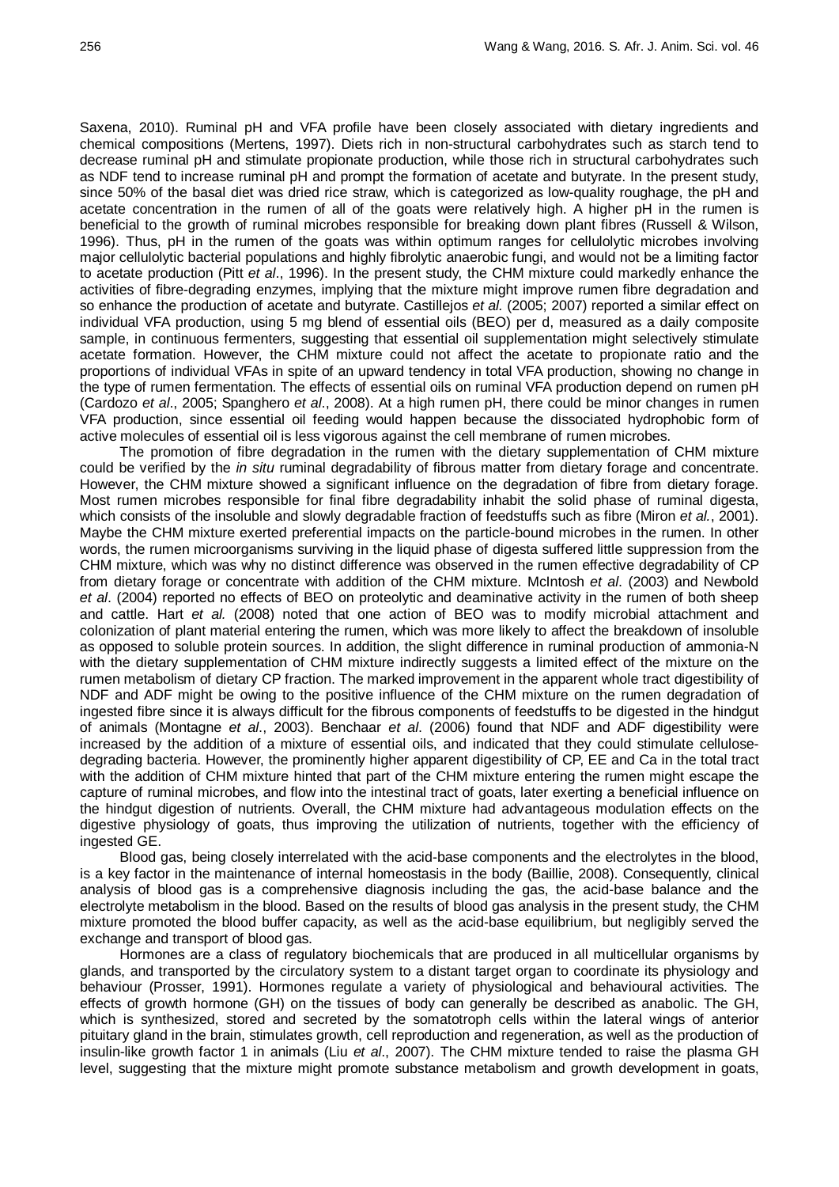Saxena, 2010). Ruminal pH and VFA profile have been closely associated with dietary ingredients and chemical compositions (Mertens, 1997). Diets rich in non-structural carbohydrates such as starch tend to decrease ruminal pH and stimulate propionate production, while those rich in structural carbohydrates such as NDF tend to increase ruminal pH and prompt the formation of acetate and butyrate. In the present study, since 50% of the basal diet was dried rice straw, which is categorized as low-quality roughage, the pH and acetate concentration in the rumen of all of the goats were relatively high. A higher pH in the rumen is beneficial to the growth of ruminal microbes responsible for breaking down plant fibres (Russell & Wilson, 1996). Thus, pH in the rumen of the goats was within optimum ranges for cellulolytic microbes involving major cellulolytic bacterial populations and highly fibrolytic anaerobic fungi, and would not be a limiting factor to acetate production (Pitt *et al*., 1996). In the present study, the CHM mixture could markedly enhance the activities of fibre-degrading enzymes, implying that the mixture might improve rumen fibre degradation and so enhance the production of acetate and butyrate. Castillejos *et al.* (2005; 2007) reported a similar effect on individual VFA production, using 5 mg blend of essential oils (BEO) per d, measured as a daily composite sample, in continuous fermenters, suggesting that essential oil supplementation might selectively stimulate acetate formation. However, the CHM mixture could not affect the acetate to propionate ratio and the proportions of individual VFAs in spite of an upward tendency in total VFA production, showing no change in the type of rumen fermentation. The effects of essential oils on ruminal VFA production depend on rumen pH (Cardozo *et al*., 2005; Spanghero *et al*., 2008). At a high rumen pH, there could be minor changes in rumen VFA production, since essential oil feeding would happen because the dissociated hydrophobic form of active molecules of essential oil is less vigorous against the cell membrane of rumen microbes.

The promotion of fibre degradation in the rumen with the dietary supplementation of CHM mixture could be verified by the *in situ* ruminal degradability of fibrous matter from dietary forage and concentrate. However, the CHM mixture showed a significant influence on the degradation of fibre from dietary forage. Most rumen microbes responsible for final fibre degradability inhabit the solid phase of ruminal digesta, which consists of the insoluble and slowly degradable fraction of feedstuffs such as fibre (Miron *et al.*, 2001). Maybe the CHM mixture exerted preferential impacts on the particle-bound microbes in the rumen. In other words, the rumen microorganisms surviving in the liquid phase of digesta suffered little suppression from the CHM mixture, which was why no distinct difference was observed in the rumen effective degradability of CP from dietary forage or concentrate with addition of the CHM mixture. McIntosh *et al*. (2003) and Newbold *et al*. (2004) reported no effects of BEO on proteolytic and deaminative activity in the rumen of both sheep and cattle. Hart *et al.* (2008) noted that one action of BEO was to modify microbial attachment and colonization of plant material entering the rumen, which was more likely to affect the breakdown of insoluble as opposed to soluble protein sources. In addition, the slight difference in ruminal production of ammonia-N with the dietary supplementation of CHM mixture indirectly suggests a limited effect of the mixture on the rumen metabolism of dietary CP fraction. The marked improvement in the apparent whole tract digestibility of NDF and ADF might be owing to the positive influence of the CHM mixture on the rumen degradation of ingested fibre since it is always difficult for the fibrous components of feedstuffs to be digested in the hindgut of animals (Montagne *et al*., 2003). Benchaar *et al*. (2006) found that NDF and ADF digestibility were increased by the addition of a mixture of essential oils, and indicated that they could stimulate cellulose-degrading bacteria. However, the prominently higher apparent digestibility of CP, EE and Ca in the total tract with the addition of CHM mixture hinted that part of the CHM mixture entering the rumen might escape the capture of ruminal microbes, and flow into the intestinal tract of goats, later exerting a beneficial influence on the hindgut digestion of nutrients. Overall, the CHM mixture had advantageous modulation effects on the digestive physiology of goats, thus improving the utilization of nutrients, together with the efficiency of ingested GE.

Blood gas, being closely interrelated with the acid-base components and the electrolytes in the blood, is a key factor in the maintenance of internal homeostasis in the body (Baillie, 2008). Consequently, clinical analysis of blood gas is a comprehensive diagnosis including the gas, the acid-base balance and the electrolyte metabolism in the blood. Based on the results of blood gas analysis in the present study, the CHM mixture promoted the blood buffer capacity, as well as the acid-base equilibrium, but negligibly served the exchange and transport of blood gas.

Hormones are a class of regulatory biochemicals that are produced in all multicellular organisms by glands, and transported by the circulatory system to a distant target organ to coordinate its physiology and behaviour (Prosser, 1991). Hormones regulate a variety of physiological and behavioural activities. The effects of growth hormone (GH) on the tissues of body can generally be described as anabolic. The GH, which is synthesized, stored and secreted by the somatotroph cells within the lateral wings of anterior pituitary gland in the brain, stimulates growth, cell reproduction and regeneration, as well as the production of insulin-like growth factor 1 in animals (Liu *et al*., 2007). The CHM mixture tended to raise the plasma GH level, suggesting that the mixture might promote substance metabolism and growth development in goats,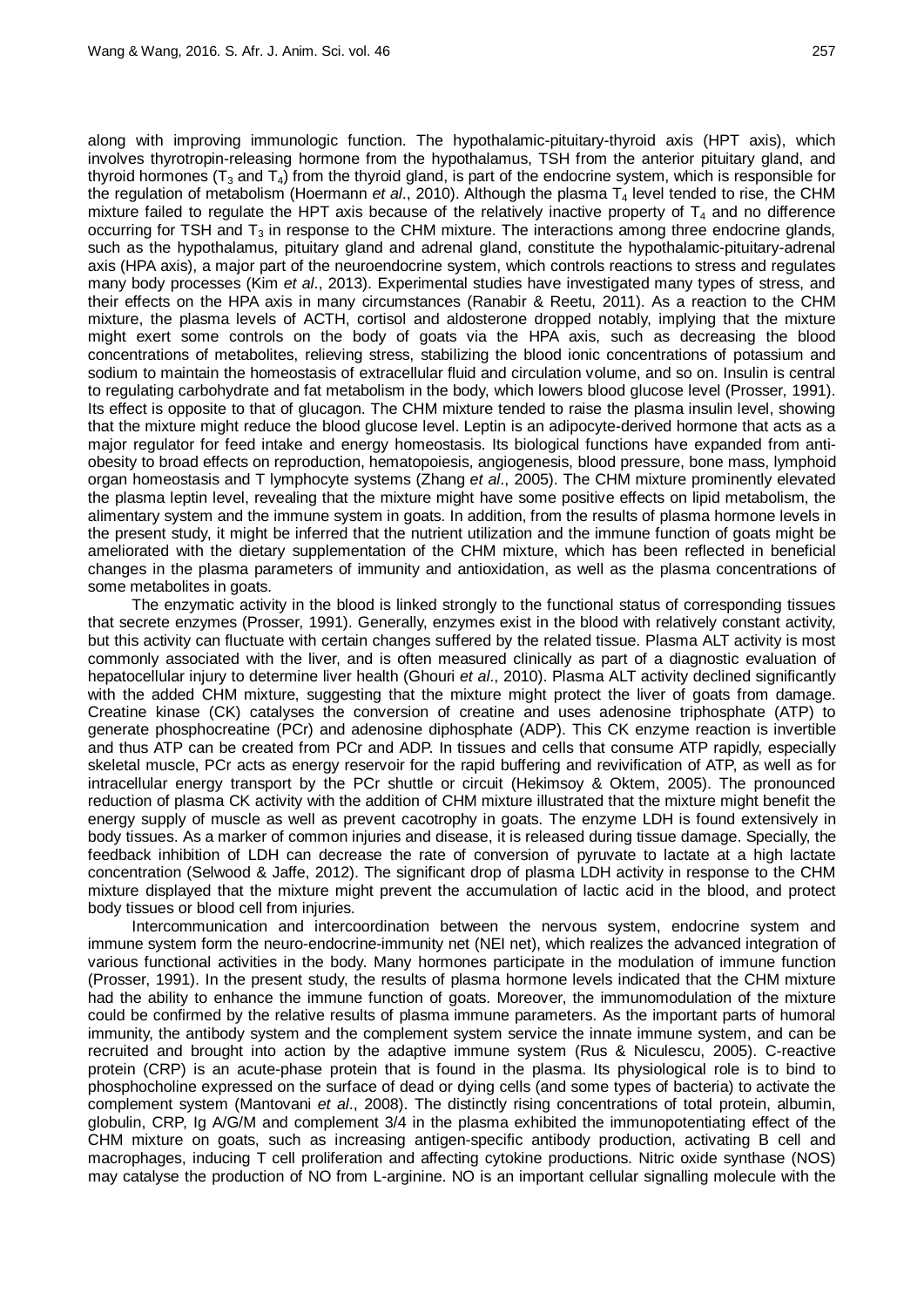along with improving immunologic function. The hypothalamic-pituitary-thyroid axis (HPT axis), which involves thyrotropin-releasing hormone from the hypothalamus, TSH from the anterior pituitary gland, and thyroid hormones ($T_3$ and $T_4$) from the thyroid gland, is part of the endocrine system, which is responsible for the regulation of metabolism (Hoermann *et al*., 2010). Although the plasma $T_4$ level tended to rise, the CHM mixture failed to regulate the HPT axis because of the relatively inactive property of $T_4$ and no difference occurring for TSH and $T_3$ in response to the CHM mixture. The interactions among three endocrine glands, such as the hypothalamus, pituitary gland and adrenal gland, constitute the hypothalamic-pituitary-adrenal axis (HPA axis), a major part of the neuroendocrine system, which controls reactions to stress and regulates many body processes (Kim *et al*., 2013). Experimental studies have investigated many types of stress, and their effects on the HPA axis in many circumstances (Ranabir & Reetu, 2011). As a reaction to the CHM mixture, the plasma levels of ACTH, cortisol and aldosterone dropped notably, implying that the mixture might exert some controls on the body of goats via the HPA axis, such as decreasing the blood concentrations of metabolites, relieving stress, stabilizing the blood ionic concentrations of potassium and sodium to maintain the homeostasis of extracellular fluid and circulation volume, and so on. Insulin is central to regulating carbohydrate and fat metabolism in the body, which lowers blood glucose level (Prosser, 1991). Its effect is opposite to that of glucagon. The CHM mixture tended to raise the plasma insulin level, showing that the mixture might reduce the blood glucose level. Leptin is an adipocyte-derived hormone that acts as a major regulator for feed intake and energy homeostasis. Its biological functions have expanded from anti-obesity to broad effects on reproduction, hematopoiesis, angiogenesis, blood pressure, bone mass, lymphoid organ homeostasis and T lymphocyte systems (Zhang *et al*., 2005). The CHM mixture prominently elevated the plasma leptin level, revealing that the mixture might have some positive effects on lipid metabolism, the alimentary system and the immune system in goats. In addition, from the results of plasma hormone levels in the present study, it might be inferred that the nutrient utilization and the immune function of goats might be ameliorated with the dietary supplementation of the CHM mixture, which has been reflected in beneficial changes in the plasma parameters of immunity and antioxidation, as well as the plasma concentrations of some metabolites in goats.

The enzymatic activity in the blood is linked strongly to the functional status of corresponding tissues that secrete enzymes (Prosser, 1991). Generally, enzymes exist in the blood with relatively constant activity, but this activity can fluctuate with certain changes suffered by the related tissue. Plasma ALT activity is most commonly associated with the liver, and is often measured clinically as part of a diagnostic evaluation of hepatocellular injury to determine liver health (Ghouri *et al*., 2010). Plasma ALT activity declined significantly with the added CHM mixture, suggesting that the mixture might protect the liver of goats from damage. Creatine kinase (CK) catalyses the conversion of creatine and uses adenosine triphosphate (ATP) to generate phosphocreatine (PCr) and adenosine diphosphate (ADP). This CK enzyme reaction is invertible and thus ATP can be created from PCr and ADP. In tissues and cells that consume ATP rapidly, especially skeletal muscle, PCr acts as energy reservoir for the rapid buffering and revivification of ATP, as well as for intracellular energy transport by the PCr shuttle or circuit (Hekimsoy & Oktem, 2005). The pronounced reduction of plasma CK activity with the addition of CHM mixture illustrated that the mixture might benefit the energy supply of muscle as well as prevent cacotrophy in goats. The enzyme LDH is found extensively in body tissues. As a marker of common injuries and disease, it is released during tissue damage. Specially, the feedback inhibition of LDH can decrease the rate of conversion of pyruvate to lactate at a high lactate concentration (Selwood & Jaffe, 2012). The significant drop of plasma LDH activity in response to the CHM mixture displayed that the mixture might prevent the accumulation of lactic acid in the blood, and protect body tissues or blood cell from injuries.

Intercommunication and intercoordination between the nervous system, endocrine system and immune system form the neuro-endocrine-immunity net (NEI net), which realizes the advanced integration of various functional activities in the body. Many hormones participate in the modulation of immune function (Prosser, 1991). In the present study, the results of plasma hormone levels indicated that the CHM mixture had the ability to enhance the immune function of goats. Moreover, the immunomodulation of the mixture could be confirmed by the relative results of plasma immune parameters. As the important parts of humoral immunity, the antibody system and the complement system service the innate immune system, and can be recruited and brought into action by the adaptive immune system (Rus & Niculescu, 2005). C-reactive protein (CRP) is an acute-phase protein that is found in the plasma. Its physiological role is to bind to phosphocholine expressed on the surface of dead or dying cells (and some types of bacteria) to activate the complement system (Mantovani *et al*., 2008). The distinctly rising concentrations of total protein, albumin, globulin, CRP, Ig A/G/M and complement 3/4 in the plasma exhibited the immunopotentiating effect of the CHM mixture on goats, such as increasing antigen-specific antibody production, activating B cell and macrophages, inducing T cell proliferation and affecting cytokine productions. Nitric oxide synthase (NOS) may catalyse the production of NO from L-arginine. NO is an important cellular signalling molecule with the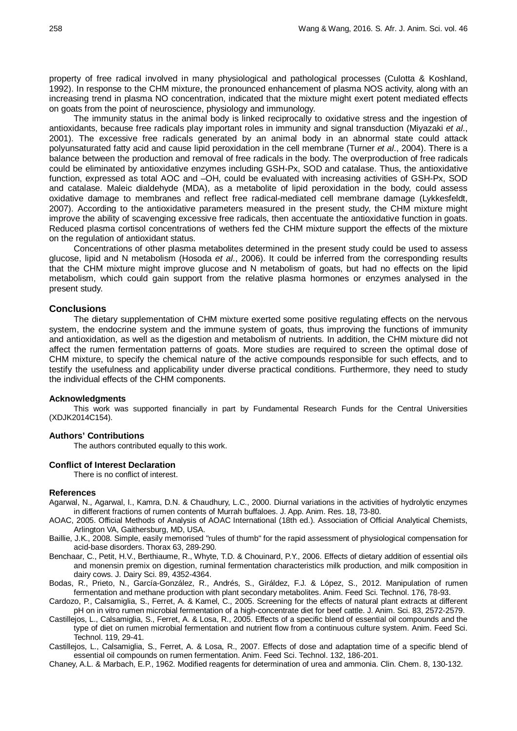property of free radical involved in many physiological and pathological processes (Culotta & Koshland, 1992). In response to the CHM mixture, the pronounced enhancement of plasma NOS activity, along with an increasing trend in plasma NO concentration, indicated that the mixture might exert potent mediated effects on goats from the point of neuroscience, physiology and immunology.

The immunity status in the animal body is linked reciprocally to oxidative stress and the ingestion of antioxidants, because free radicals play important roles in immunity and signal transduction (Miyazaki *et al*., 2001). The excessive free radicals generated by an animal body in an abnormal state could attack polyunsaturated fatty acid and cause lipid peroxidation in the cell membrane (Turner *et al*., 2004). There is a balance between the production and removal of free radicals in the body. The overproduction of free radicals could be eliminated by antioxidative enzymes including GSH-Px, SOD and catalase. Thus, the antioxidative function, expressed as total AOC and –OH, could be evaluated with increasing activities of GSH-Px, SOD and catalase. Maleic dialdehyde (MDA), as a metabolite of lipid peroxidation in the body, could assess oxidative damage to membranes and reflect free radical-mediated cell membrane damage (Lykkesfeldt, 2007). According to the antioxidative parameters measured in the present study, the CHM mixture might improve the ability of scavenging excessive free radicals, then accentuate the antioxidative function in goats. Reduced plasma cortisol concentrations of wethers fed the CHM mixture support the effects of the mixture on the regulation of antioxidant status.

Concentrations of other plasma metabolites determined in the present study could be used to assess glucose, lipid and N metabolism (Hosoda *et al*., 2006). It could be inferred from the corresponding results that the CHM mixture might improve glucose and N metabolism of goats, but had no effects on the lipid metabolism, which could gain support from the relative plasma hormones or enzymes analysed in the present study.

## Conclusions

The dietary supplementation of CHM mixture exerted some positive regulating effects on the nervous system, the endocrine system and the immune system of goats, thus improving the functions of immunity and antioxidation, as well as the digestion and metabolism of nutrients. In addition, the CHM mixture did not affect the rumen fermentation patterns of goats. More studies are required to screen the optimal dose of CHM mixture, to specify the chemical nature of the active compounds responsible for such effects, and to testify the usefulness and applicability under diverse practical conditions. Furthermore, they need to study the individual effects of the CHM components.

### Acknowledgments

This work was supported financially in part by Fundamental Research Funds for the Central Universities (XDJK2014C154).

### Authors' Contributions

The authors contributed equally to this work.

### Conflict of Interest Declaration

There is no conflict of interest.

### References

Agarwal, N., Agarwal, I., Kamra, D.N. & Chaudhury, L.C., 2000. Diurnal variations in the activities of hydrolytic enzymes in different fractions of rumen contents of Murrah buffaloes. J. App. Anim. Res. 18, 73-80.

AOAC, 2005. Official Methods of Analysis of AOAC International (18th ed.). Association of Official Analytical Chemists, Arlington VA, Gaithersburg, MD, USA.

Baillie, J.K., 2008. Simple, easily memorised "rules of thumb" for the rapid assessment of physiological compensation for acid-base disorders. Thorax 63, 289-290.

Benchaar, C., Petit, H.V., Berthiaume, R., Whyte, T.D. & Chouinard, P.Y., 2006. Effects of dietary addition of essential oils and monensin premix on digestion, ruminal fermentation characteristics milk production, and milk composition in dairy cows. J. Dairy Sci. 89, 4352-4364.

Bodas, R., Prieto, N., García-González, R., Andrés, S., Giráldez, F.J. & López, S., 2012. Manipulation of rumen fermentation and methane production with plant secondary metabolites. Anim. Feed Sci. Technol. 176, 78-93.

Cardozo, P., Calsamiglia, S., Ferret, A. & Kamel, C., 2005. Screening for the effects of natural plant extracts at different pH on in vitro rumen microbial fermentation of a high-concentrate diet for beef cattle. J. Anim. Sci. 83, 2572-2579.

Castillejos, L., Calsamiglia, S., Ferret, A. & Losa, R., 2005. Effects of a specific blend of essential oil compounds and the type of diet on rumen microbial fermentation and nutrient flow from a continuous culture system. Anim. Feed Sci. Technol. 119, 29-41.

Castillejos, L., Calsamiglia, S., Ferret, A. & Losa, R., 2007. Effects of dose and adaptation time of a specific blend of essential oil compounds on rumen fermentation. Anim. Feed Sci. Technol. 132, 186-201.

Chaney, A.L. & Marbach, E.P., 1962. Modified reagents for determination of urea and ammonia. Clin. Chem. 8, 130-132.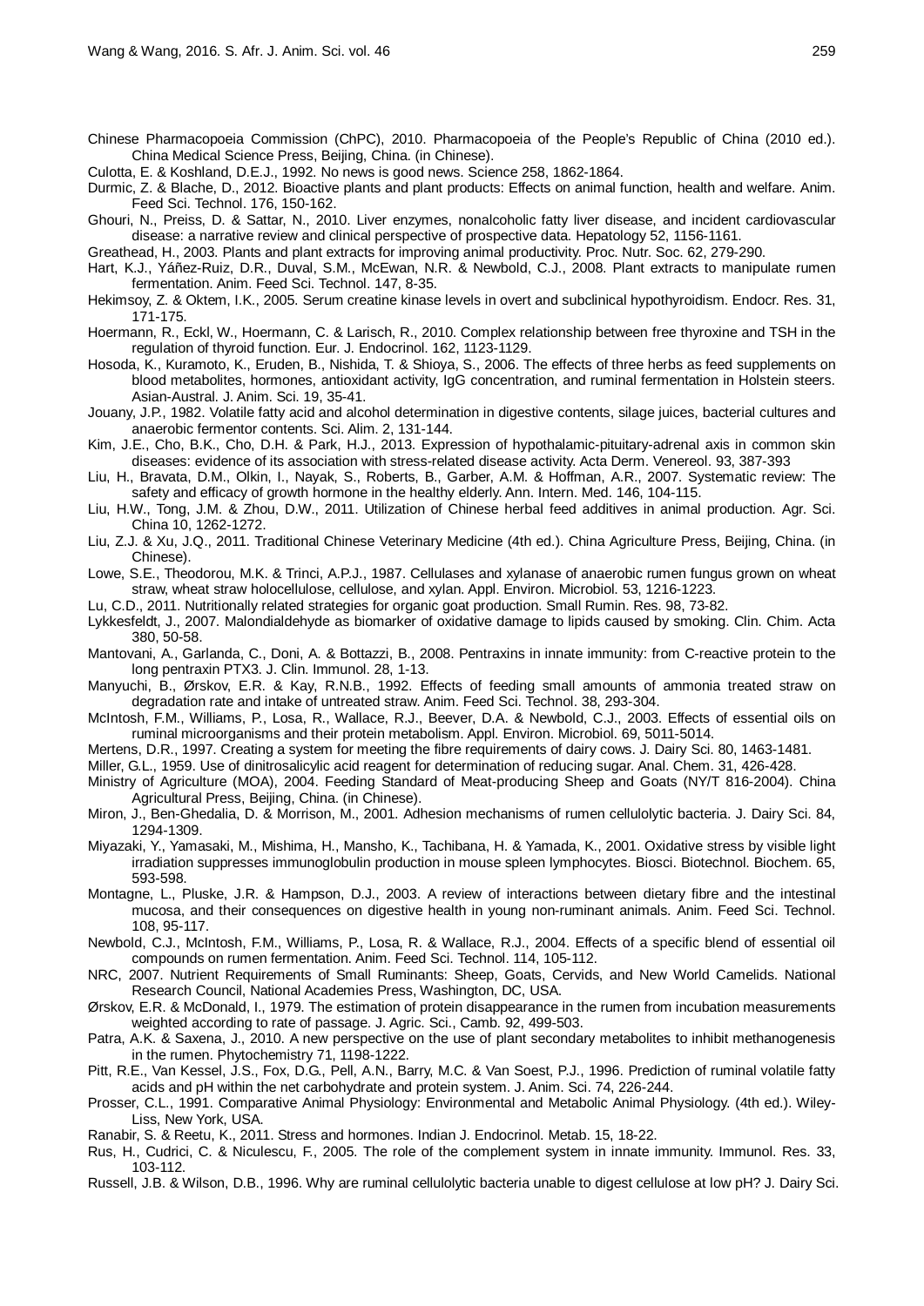Chinese Pharmacopoeia Commission (ChPC), 2010. Pharmacopoeia of the People's Republic of China (2010 ed.). China Medical Science Press, Beijing, China. (in Chinese).

Culotta, E. & Koshland, D.E.J., 1992. No news is good news. Science 258, 1862-1864.

Durmic, Z. & Blache, D., 2012. Bioactive plants and plant products: Effects on animal function, health and welfare. Anim. Feed Sci. Technol. 176, 150-162.

Ghouri, N., Preiss, D. & Sattar, N., 2010. Liver enzymes, nonalcoholic fatty liver disease, and incident cardiovascular disease: a narrative review and clinical perspective of prospective data. Hepatology 52, 1156-1161.

Greathead, H., 2003. Plants and plant extracts for improving animal productivity. Proc. Nutr. Soc. 62, 279-290.

Hart, K.J., Yáñez-Ruiz, D.R., Duval, S.M., McEwan, N.R. & Newbold, C.J., 2008. Plant extracts to manipulate rumen fermentation. Anim. Feed Sci. Technol. 147, 8-35.

Hekimsoy, Z. & Oktem, I.K., 2005. Serum creatine kinase levels in overt and subclinical hypothyroidism. Endocr. Res. 31, 171-175.

Hoermann, R., Eckl, W., Hoermann, C. & Larisch, R., 2010. Complex relationship between free thyroxine and TSH in the regulation of thyroid function. Eur. J. Endocrinol. 162, 1123-1129.

Hosoda, K., Kuramoto, K., Eruden, B., Nishida, T. & Shioya, S., 2006. The effects of three herbs as feed supplements on blood metabolites, hormones, antioxidant activity, IgG concentration, and ruminal fermentation in Holstein steers. Asian-Austral. J. Anim. Sci. 19, 35-41.

Jouany, J.P., 1982. Volatile fatty acid and alcohol determination in digestive contents, silage juices, bacterial cultures and anaerobic fermentor contents. Sci. Alim. 2, 131-144.

Kim, J.E., Cho, B.K., Cho, D.H. & Park, H.J., 2013. Expression of hypothalamic-pituitary-adrenal axis in common skin diseases: evidence of its association with stress-related disease activity. Acta Derm. Venereol. 93, 387-393

Liu, H., Bravata, D.M., Olkin, I., Nayak, S., Roberts, B., Garber, A.M. & Hoffman, A.R., 2007. Systematic review: The safety and efficacy of growth hormone in the healthy elderly. Ann. Intern. Med. 146, 104-115.

Liu, H.W., Tong, J.M. & Zhou, D.W., 2011. Utilization of Chinese herbal feed additives in animal production. Agr. Sci. China 10, 1262-1272.

Liu, Z.J. & Xu, J.Q., 2011. Traditional Chinese Veterinary Medicine (4th ed.). China Agriculture Press, Beijing, China. (in Chinese).

Lowe, S.E., Theodorou, M.K. & Trinci, A.P.J., 1987. Cellulases and xylanase of anaerobic rumen fungus grown on wheat straw, wheat straw holocellulose, cellulose, and xylan. Appl. Environ. Microbiol. 53, 1216-1223.

Lu, C.D., 2011. Nutritionally related strategies for organic goat production. Small Rumin. Res. 98, 73-82.

Lykkesfeldt, J., 2007. Malondialdehyde as biomarker of oxidative damage to lipids caused by smoking. Clin. Chim. Acta 380, 50-58.

Mantovani, A., Garlanda, C., Doni, A. & Bottazzi, B., 2008. Pentraxins in innate immunity: from C-reactive protein to the long pentraxin PTX3. J. Clin. Immunol. 28, 1-13.

Manyuchi, B., Ørskov, E.R. & Kay, R.N.B., 1992. Effects of feeding small amounts of ammonia treated straw on degradation rate and intake of untreated straw. Anim. Feed Sci. Technol. 38, 293-304.

McIntosh, F.M., Williams, P., Losa, R., Wallace, R.J., Beever, D.A. & Newbold, C.J., 2003. Effects of essential oils on ruminal microorganisms and their protein metabolism. Appl. Environ. Microbiol. 69, 5011-5014.

Mertens, D.R., 1997. Creating a system for meeting the fibre requirements of dairy cows. J. Dairy Sci. 80, 1463-1481.

Miller, G.L., 1959. Use of dinitrosalicylic acid reagent for determination of reducing sugar. Anal. Chem. 31, 426-428.

Ministry of Agriculture (MOA), 2004. Feeding Standard of Meat-producing Sheep and Goats (NY/T 816-2004). China Agricultural Press, Beijing, China. (in Chinese).

Miron, J., Ben-Ghedalia, D. & Morrison, M., 2001. Adhesion mechanisms of rumen cellulolytic bacteria. J. Dairy Sci. 84, 1294-1309.

Miyazaki, Y., Yamasaki, M., Mishima, H., Mansho, K., Tachibana, H. & Yamada, K., 2001. Oxidative stress by visible light irradiation suppresses immunoglobulin production in mouse spleen lymphocytes. Biosci. Biotechnol. Biochem. 65, 593-598.

Montagne, L., Pluske, J.R. & Hampson, D.J., 2003. A review of interactions between dietary fibre and the intestinal mucosa, and their consequences on digestive health in young non-ruminant animals. Anim. Feed Sci. Technol. 108, 95-117.

Newbold, C.J., McIntosh, F.M., Williams, P., Losa, R. & Wallace, R.J., 2004. Effects of a specific blend of essential oil compounds on rumen fermentation. Anim. Feed Sci. Technol. 114, 105-112.

NRC, 2007. Nutrient Requirements of Small Ruminants: Sheep, Goats, Cervids, and New World Camelids. National Research Council, National Academies Press, Washington, DC, USA.

Ørskov, E.R. & McDonald, I., 1979. The estimation of protein disappearance in the rumen from incubation measurements weighted according to rate of passage. J. Agric. Sci., Camb. 92, 499-503.

Patra, A.K. & Saxena, J., 2010. A new perspective on the use of plant secondary metabolites to inhibit methanogenesis in the rumen. Phytochemistry 71, 1198-1222.

Pitt, R.E., Van Kessel, J.S., Fox, D.G., Pell, A.N., Barry, M.C. & Van Soest, P.J., 1996. Prediction of ruminal volatile fatty acids and pH within the net carbohydrate and protein system. J. Anim. Sci. 74, 226-244.

Prosser, C.L., 1991. Comparative Animal Physiology: Environmental and Metabolic Animal Physiology. (4th ed.). Wiley-Liss, New York, USA.

Ranabir, S. & Reetu, K., 2011. Stress and hormones. Indian J. Endocrinol. Metab. 15, 18-22.

Rus, H., Cudrici, C. & Niculescu, F., 2005. The role of the complement system in innate immunity. Immunol. Res. 33, 103-112.

Russell, J.B. & Wilson, D.B., 1996. Why are ruminal cellulolytic bacteria unable to digest cellulose at low pH? J. Dairy Sci.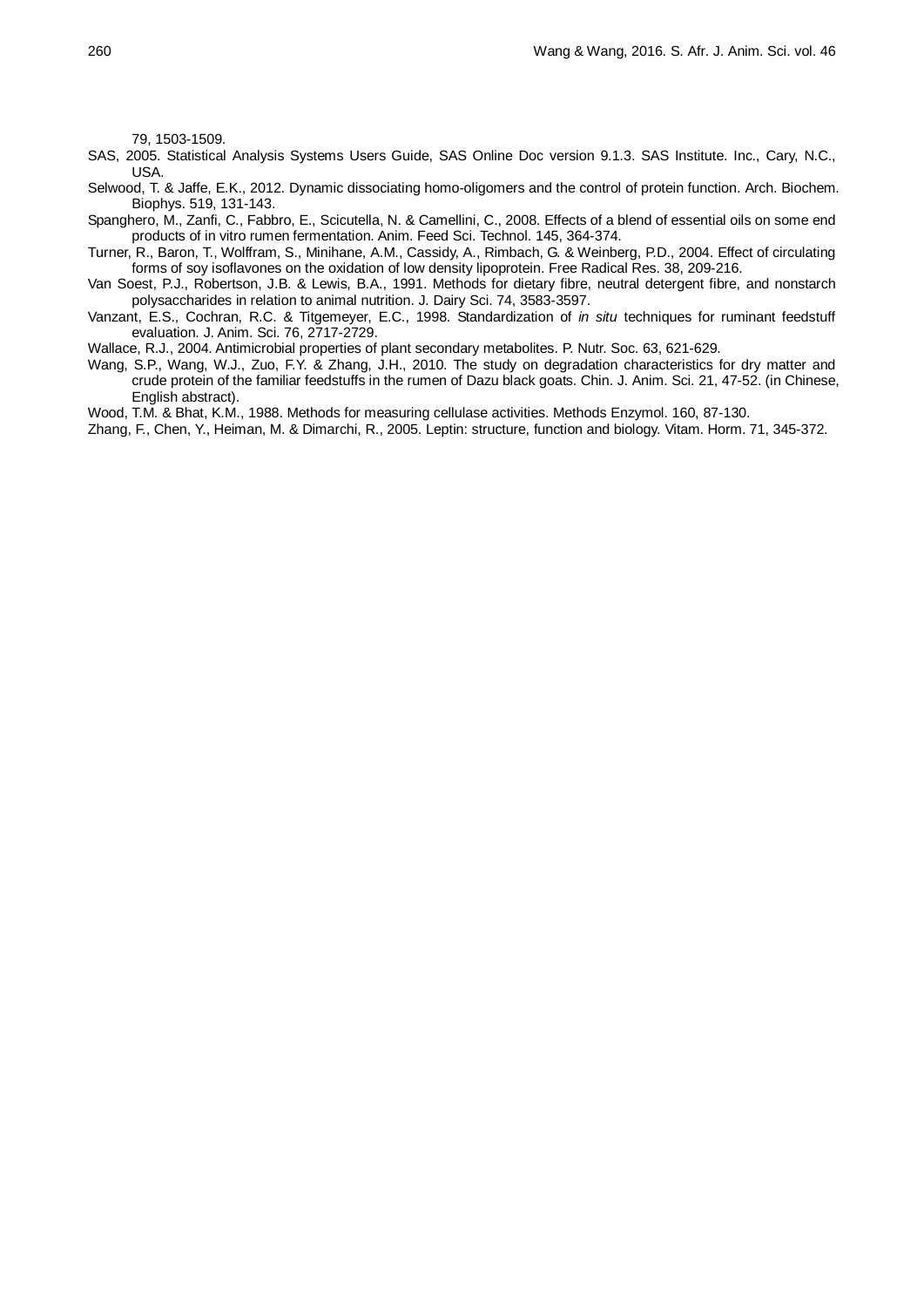79, 1503-1509.

SAS, 2005. Statistical Analysis Systems Users Guide, SAS Online Doc version 9.1.3. SAS Institute. Inc., Cary, N.C., USA.

Selwood, T. & Jaffe, E.K., 2012. Dynamic dissociating homo-oligomers and the control of protein function. Arch. Biochem. Biophys. 519, 131-143.

Spanghero, M., Zanfi, C., Fabbro, E., Scicutella, N. & Camellini, C., 2008. Effects of a blend of essential oils on some end products of in vitro rumen fermentation. Anim. Feed Sci. Technol. 145, 364-374.

Turner, R., Baron, T., Wolffram, S., Minihane, A.M., Cassidy, A., Rimbach, G. & Weinberg, P.D., 2004. Effect of circulating forms of soy isoflavones on the oxidation of low density lipoprotein. Free Radical Res. 38, 209-216.

Van Soest, P.J., Robertson, J.B. & Lewis, B.A., 1991. Methods for dietary fibre, neutral detergent fibre, and nonstarch polysaccharides in relation to animal nutrition. J. Dairy Sci. 74, 3583-3597.

Vanzant, E.S., Cochran, R.C. & Titgemeyer, E.C., 1998. Standardization of *in situ* techniques for ruminant feedstuff evaluation. J. Anim. Sci. 76, 2717-2729.

Wallace, R.J., 2004. Antimicrobial properties of plant secondary metabolites. P. Nutr. Soc. 63, 621-629.

Wang, S.P., Wang, W.J., Zuo, F.Y. & Zhang, J.H., 2010. The study on degradation characteristics for dry matter and crude protein of the familiar feedstuffs in the rumen of Dazu black goats. Chin. J. Anim. Sci. 21, 47-52. (in Chinese, English abstract).

Wood, T.M. & Bhat, K.M., 1988. Methods for measuring cellulase activities. Methods Enzymol. 160, 87-130.

Zhang, F., Chen, Y., Heiman, M. & Dimarchi, R., 2005. Leptin: structure, function and biology. Vitam. Horm. 71, 345-372.